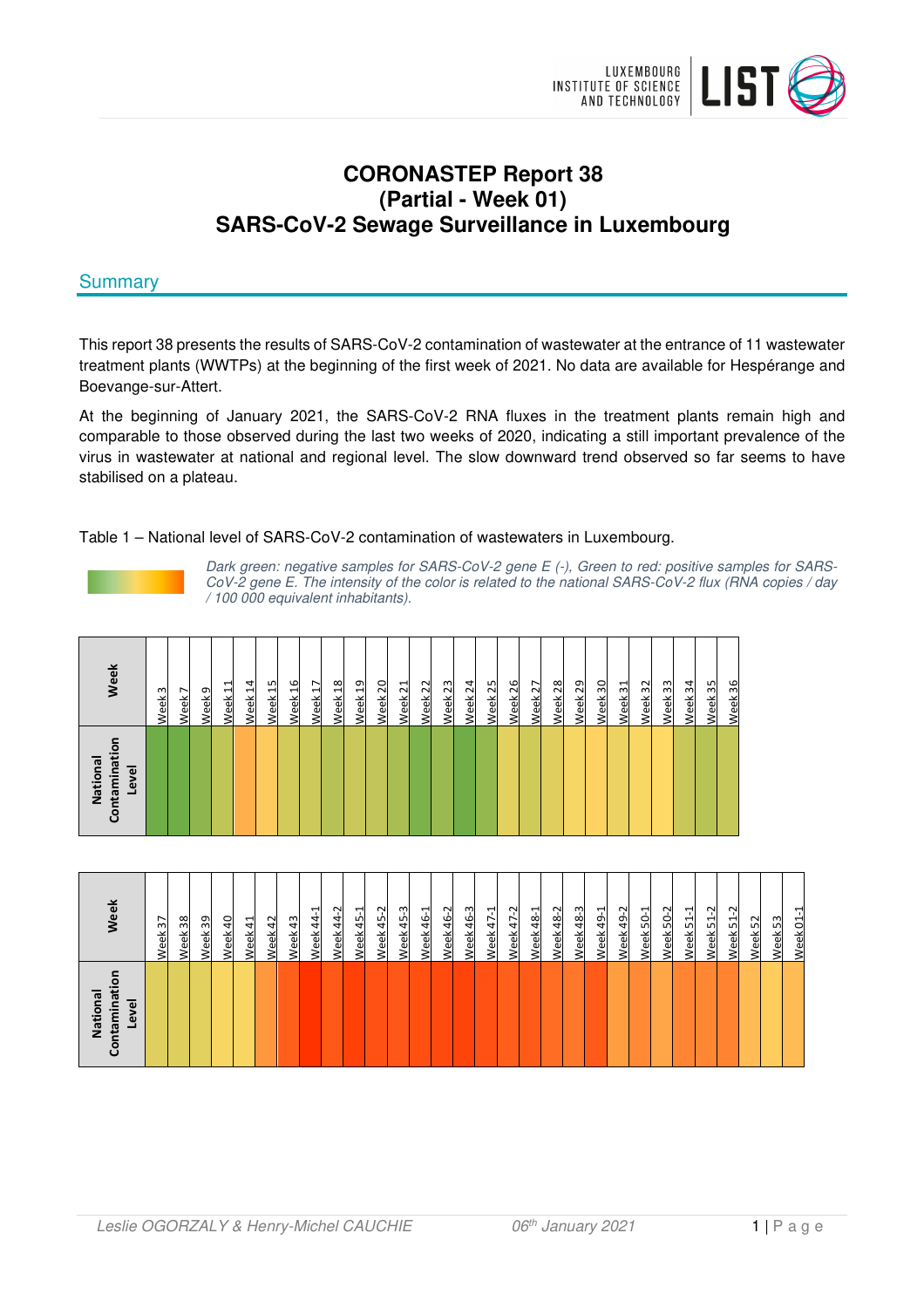# CORONASTEP Report 38
# (Partial - Week 01)
# SARS-CoV-2 Sewage Surveillance in Luxembourg

## Summary

This report 38 presents the results of SARS-CoV-2 contamination of wastewater at the entrance of 11 wastewater treatment plants (WWTPs) at the beginning of the first week of 2021. No data are available for Hespérange and Boevange-sur-Attert.

At the beginning of January 2021, the SARS-CoV-2 RNA fluxes in the treatment plants remain high and comparable to those observed during the last two weeks of 2020, indicating a still important prevalence of the virus in wastewater at national and regional level. The slow downward trend observed so far seems to have stabilised on a plateau.

Table 1 – National level of SARS-CoV-2 contamination of wastewaters in Luxembourg.

*Dark green: negative samples for SARS-CoV-2 gene E (-), Green to red: positive samples for SARS-CoV-2 gene E. The intensity of the color is related to the national SARS-CoV-2 flux (RNA copies / day / 100 000 equivalent inhabitants).*

| Week | Week 3 | Week 7 | Week 9 | Week 11 | Week 14 | Week 15 | Week 16 | Week 17 | Week 18 | Week 19 | Week 20 | Week 21 | Week 22 | Week 23 | Week 24 | Week 25 | Week 26 | Week 27 | Week 28 | Week 29 | Week 30 | Week 31 | Week 32 | Week 33 | Week 34 | Week 35 | Week 36 |
|---|---|---|---|---|---|---|---|---|---|---|---|---|---|---|---|---|---|---|---|---|---|---|---|---|---|---|---|
| National Contamination Level | | | | | | | | | | | | | | | | | | | | | | | | | | | |

| Week | Week 37 | Week 38 | Week 39 | Week 40 | Week 41 | Week 42 | Week 43 | Week 44-1 | Week 44-2 | Week 45-1 | Week 45-2 | Week 45-3 | Week 46-1 | Week 46-2 | Week 46-3 | Week 47-1 | Week 47-2 | Week 48-1 | Week 48-2 | Week 48-3 | Week 49-1 | Week 49-2 | Week 50-1 | Week 50-2 | Week 51-1 | Week 51-2 | Week 51-2 | Week 52 | Week 53 | Week 01-1 |
|---|---|---|---|---|---|---|---|---|---|---|---|---|---|---|---|---|---|---|---|---|---|---|---|---|---|---|---|---|---|---|
| National Contamination Level | | | | | | | | | | | | | | | | | | | | | | | | | | | | | | |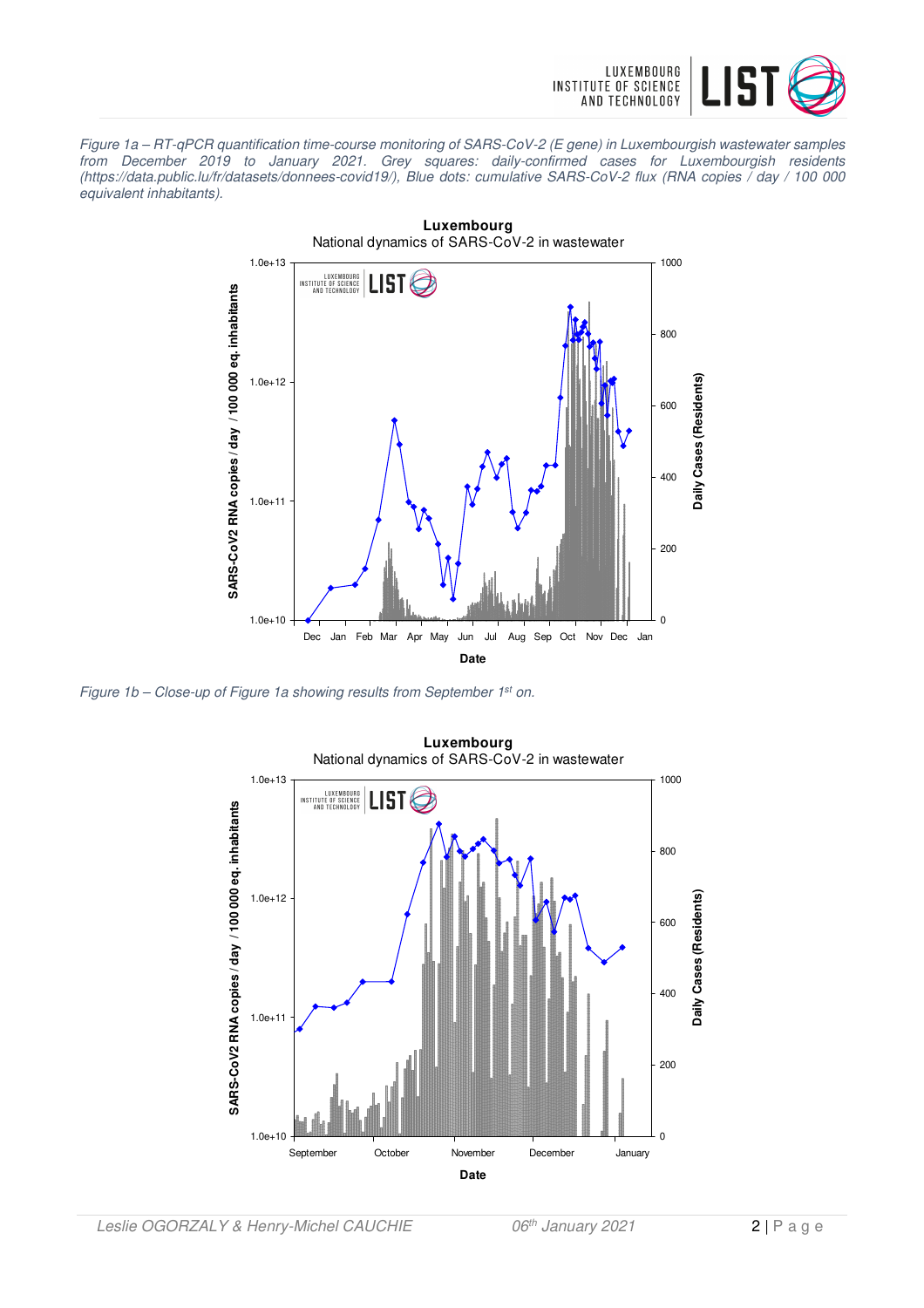*Figure 1a – RT-qPCR quantification time-course monitoring of SARS-CoV-2 (E gene) in Luxembourgish wastewater samples from December 2019 to January 2021. Grey squares: daily-confirmed cases for Luxembourgish residents (https://data.public.lu/fr/datasets/donnees-covid19/), Blue dots: cumulative SARS-CoV-2 flux (RNA copies / day / 100 000 equivalent inhabitants).*

*Figure 1b – Close-up of Figure 1a showing results from September 1st on.*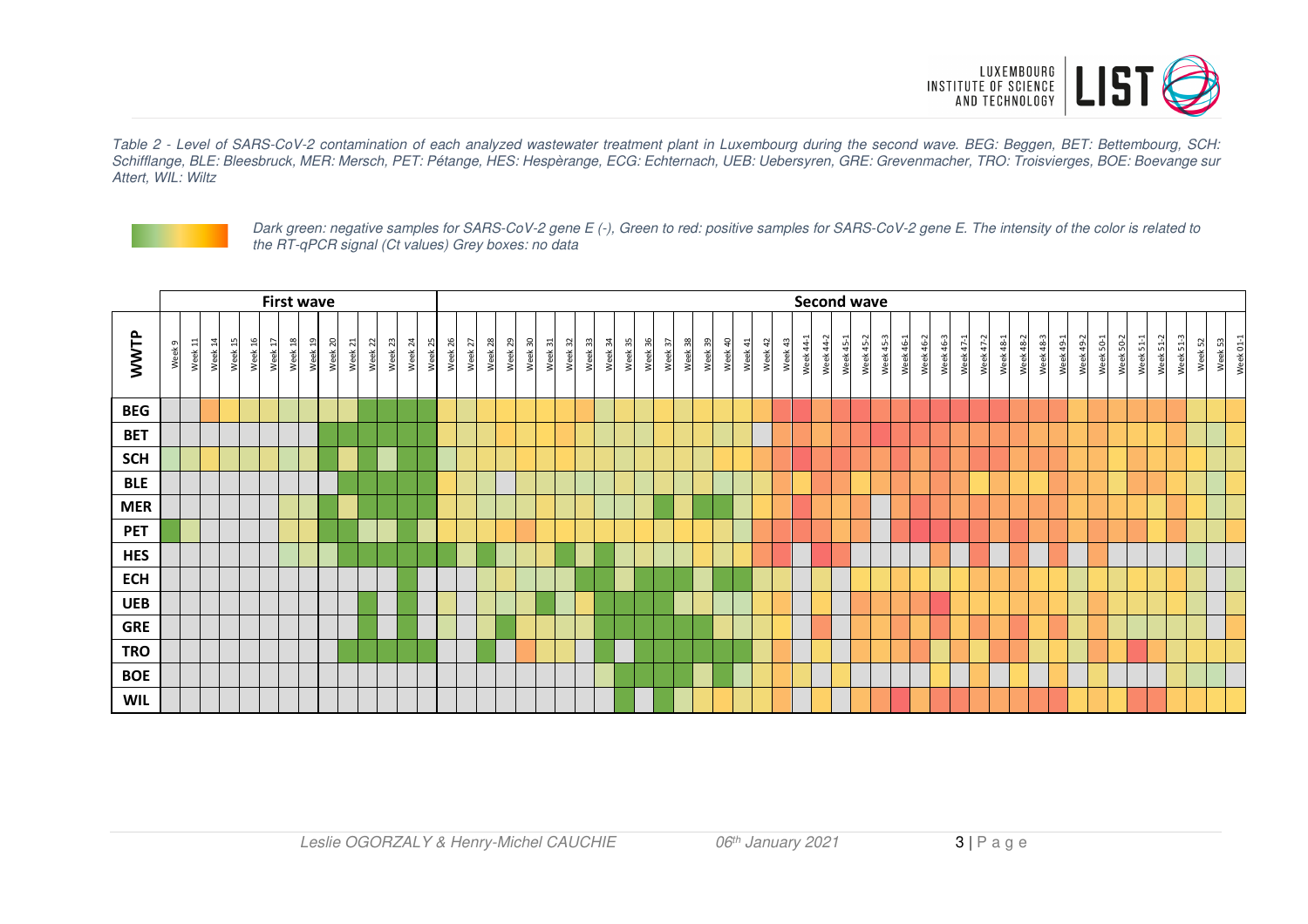*Table 2 - Level of SARS-CoV-2 contamination of each analyzed wastewater treatment plant in Luxembourg during the second wave. BEG: Beggen, BET: Bettembourg, SCH: Schifflange, BLE: Bleesbruck, MER: Mersch, PET: Pétange, HES: Hespèrange, ECG: Echternach, UEB: Uebersyren, GRE: Grevenmacher, TRO: Troisvierges, BOE: Boevange sur Attert, WIL: Wiltz*

*Dark green: negative samples for SARS-CoV-2 gene E (-), Green to red: positive samples for SARS-CoV-2 gene E. The intensity of the color is related to the RT-qPCR signal (Ct values) Grey boxes: no data*

| WWTP | First wave | | | | | | | | | | | | | | Second wave | | | | | | | | | | | | | | | | | | | | | | | | | | | | | | | | | | | | | | | | |
|---|---|---|---|---|---|---|---|---|---|---|---|---|---|---|---|---|---|---|---|---|---|---|---|---|---|---|---|---|---|---|---|---|---|---|---|---|---|---|---|---|---|---|---|---|---|---|---|---|---|---|---|---|---|---|---|
| | Week 9 | Week 11 | Week 14 | Week 15 | Week 16 | Week 17 | Week 18 | Week 19 | Week 20 | Week 21 | Week 22 | Week 23 | Week 24 | Week 25 | Week 26 | Week 27 | Week 28 | Week 29 | Week 30 | Week 31 | Week 32 | Week 33 | Week 34 | Week 35 | Week 36 | Week 37 | Week 38 | Week 39 | Week 40 | Week 41 | Week 42 | Week 43 | Week 44-1 | Week 44-2 | Week 45-1 | Week 45-2 | Week 45-3 | Week 46-1 | Week 46-2 | Week 46-3 | Week 47-1 | Week 47-2 | Week 48-1 | Week 48-2 | Week 48-3 | Week 49-1 | Week 49-2 | Week 50-1 | Week 50-2 | Week 51-1 | Week 51-2 | Week 51-3 | Week 52 | Week 53 | Week 01-1 |
| BEG | | | | | | | | | | | | | | | | | | | | | | | | | | | | | | | | | | | | | | | | | | | | | | | | | | | | | | | |
| BET | | | | | | | | | | | | | | | | | | | | | | | | | | | | | | | | | | | | | | | | | | | | | | | | | | | | | | | |
| SCH | | | | | | | | | | | | | | | | | | | | | | | | | | | | | | | | | | | | | | | | | | | | | | | | | | | | | | | |
| BLE | | | | | | | | | | | | | | | | | | | | | | | | | | | | | | | | | | | | | | | | | | | | | | | | | | | | | | | |
| MER | | | | | | | | | | | | | | | | | | | | | | | | | | | | | | | | | | | | | | | | | | | | | | | | | | | | | | | |
| PET | | | | | | | | | | | | | | | | | | | | | | | | | | | | | | | | | | | | | | | | | | | | | | | | | | | | | | | |
| HES | | | | | | | | | | | | | | | | | | | | | | | | | | | | | | | | | | | | | | | | | | | | | | | | | | | | | | | |
| ECH | | | | | | | | | | | | | | | | | | | | | | | | | | | | | | | | | | | | | | | | | | | | | | | | | | | | | | | |
| UEB | | | | | | | | | | | | | | | | | | | | | | | | | | | | | | | | | | | | | | | | | | | | | | | | | | | | | | | |
| GRE | | | | | | | | | | | | | | | | | | | | | | | | | | | | | | | | | | | | | | | | | | | | | | | | | | | | | | | |
| TRO | | | | | | | | | | | | | | | | | | | | | | | | | | | | | | | | | | | | | | | | | | | | | | | | | | | | | | | |
| BOE | | | | | | | | | | | | | | | | | | | | | | | | | | | | | | | | | | | | | | | | | | | | | | | | | | | | | | | |
| WIL | | | | | | | | | | | | | | | | | | | | | | | | | | | | | | | | | | | | | | | | | | | | | | | | | | | | | | | |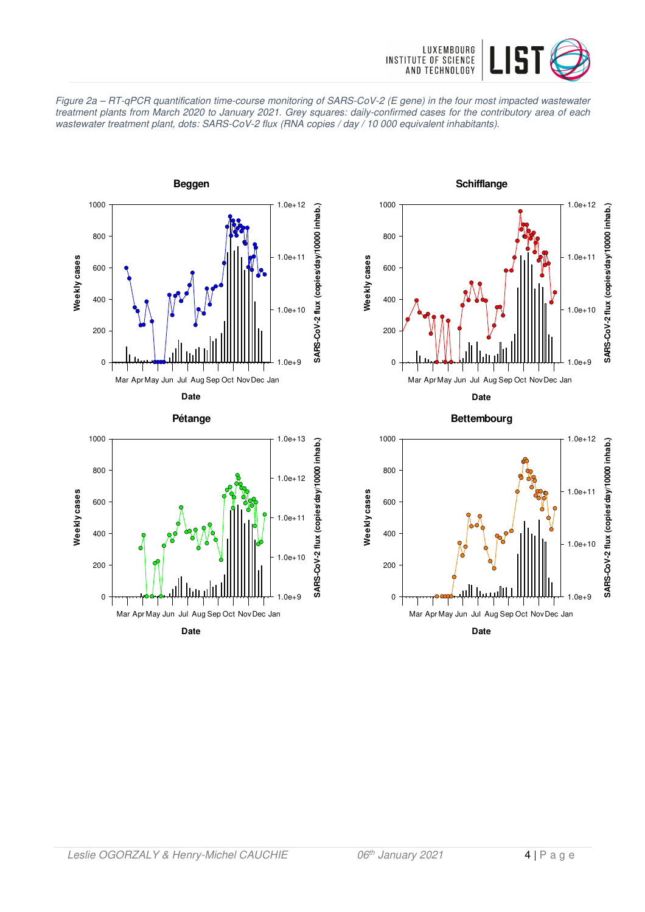*Figure 2a – RT-qPCR quantification time-course monitoring of SARS-CoV-2 (E gene) in the four most impacted wastewater treatment plants from March 2020 to January 2021. Grey squares: daily-confirmed cases for the contributory area of each wastewater treatment plant, dots: SARS-CoV-2 flux (RNA copies / day / 10 000 equivalent inhabitants).*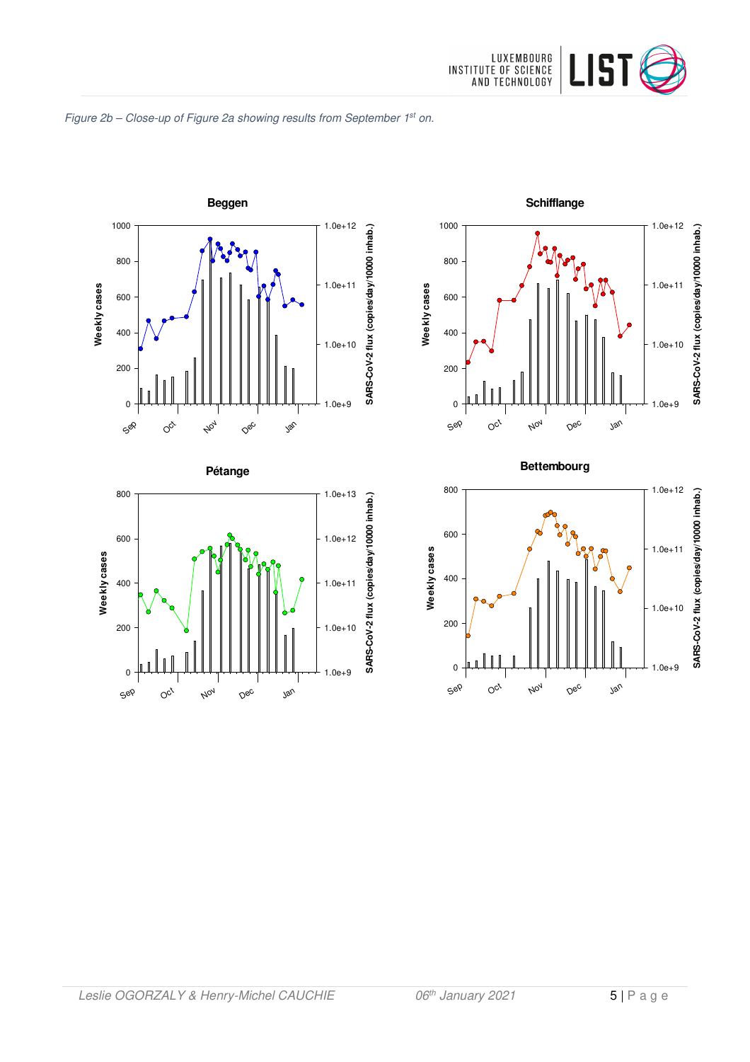*Figure 2b – Close-up of Figure 2a showing results from September 1st on.*

**Beggen**

**Schifflange**

**Pétange**

**Bettembourg**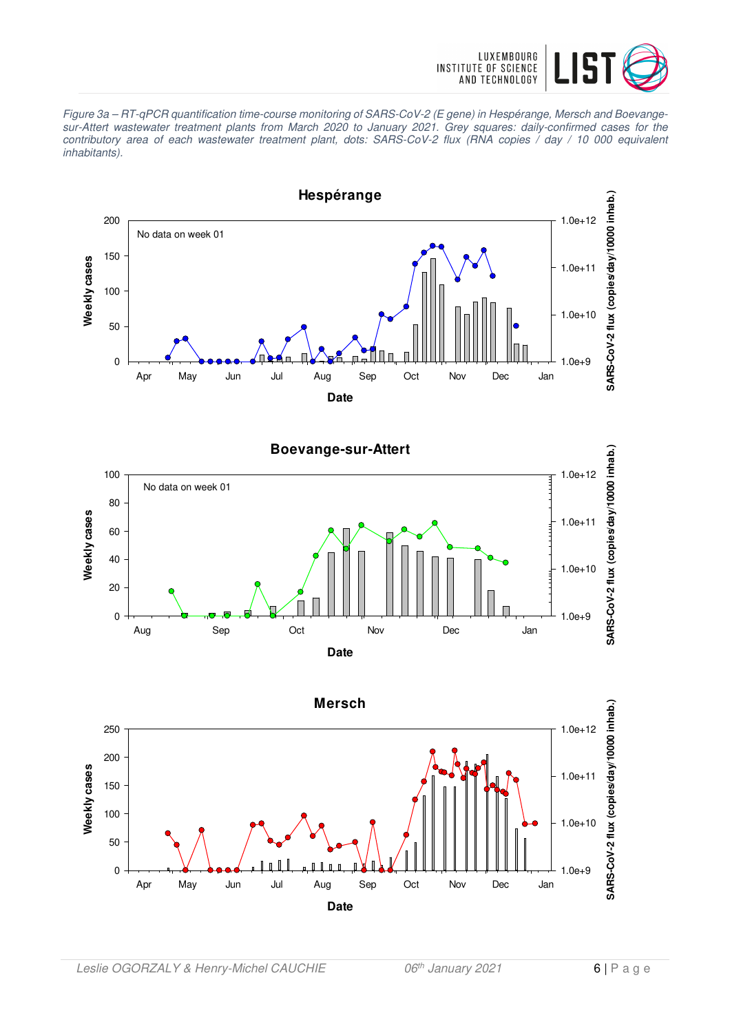*Figure 3a – RT-qPCR quantification time-course monitoring of SARS-CoV-2 (E gene) in Hespérange, Mersch and Boevange-sur-Attert wastewater treatment plants from March 2020 to January 2021. Grey squares: daily-confirmed cases for the contributory area of each wastewater treatment plant, dots: SARS-CoV-2 flux (RNA copies / day / 10 000 equivalent inhabitants).*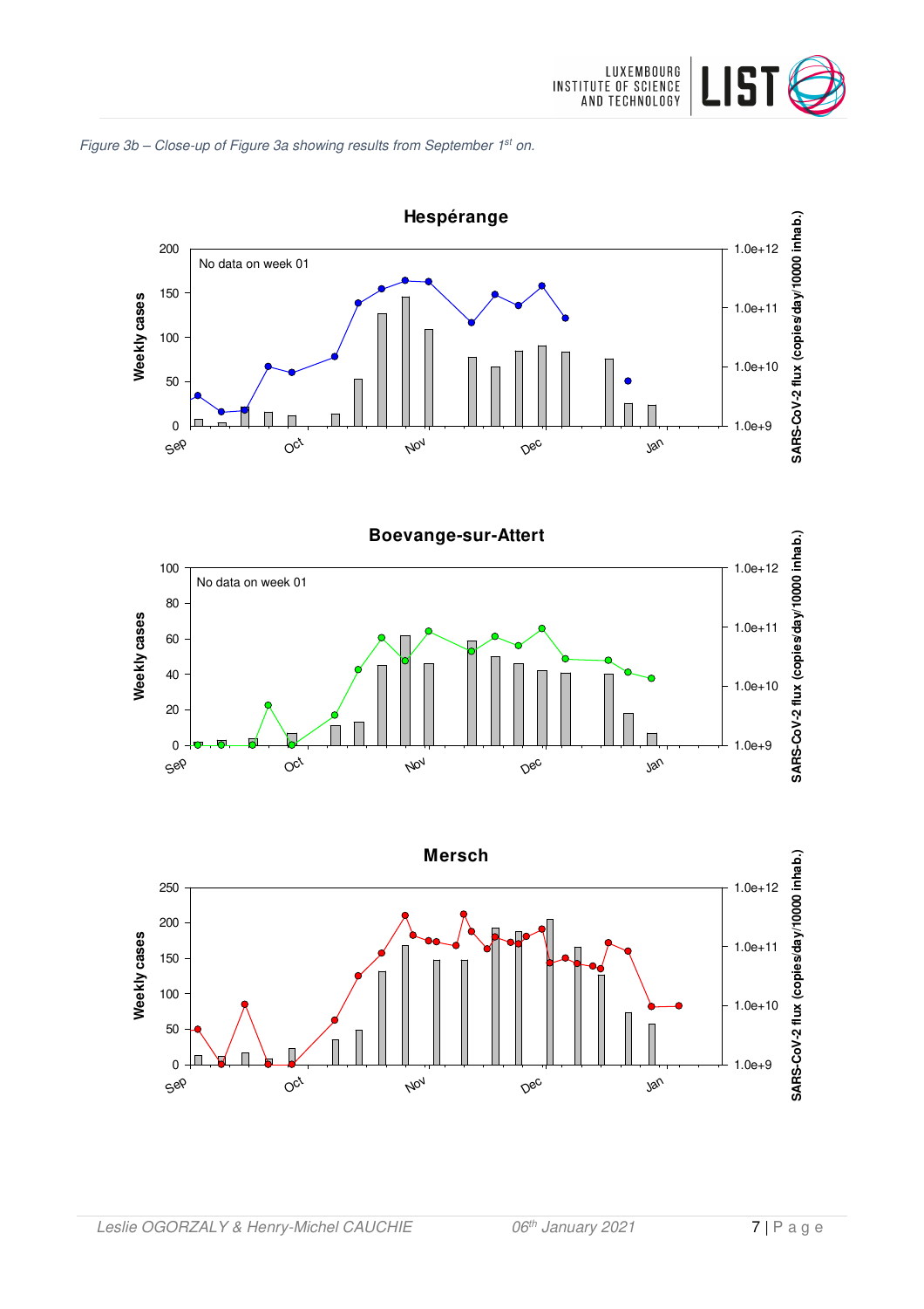*Figure 3b – Close-up of Figure 3a showing results from September 1st on.*

**Hespérange**

No data on week 01

**Boevange-sur-Attert**

No data on week 01

**Mersch**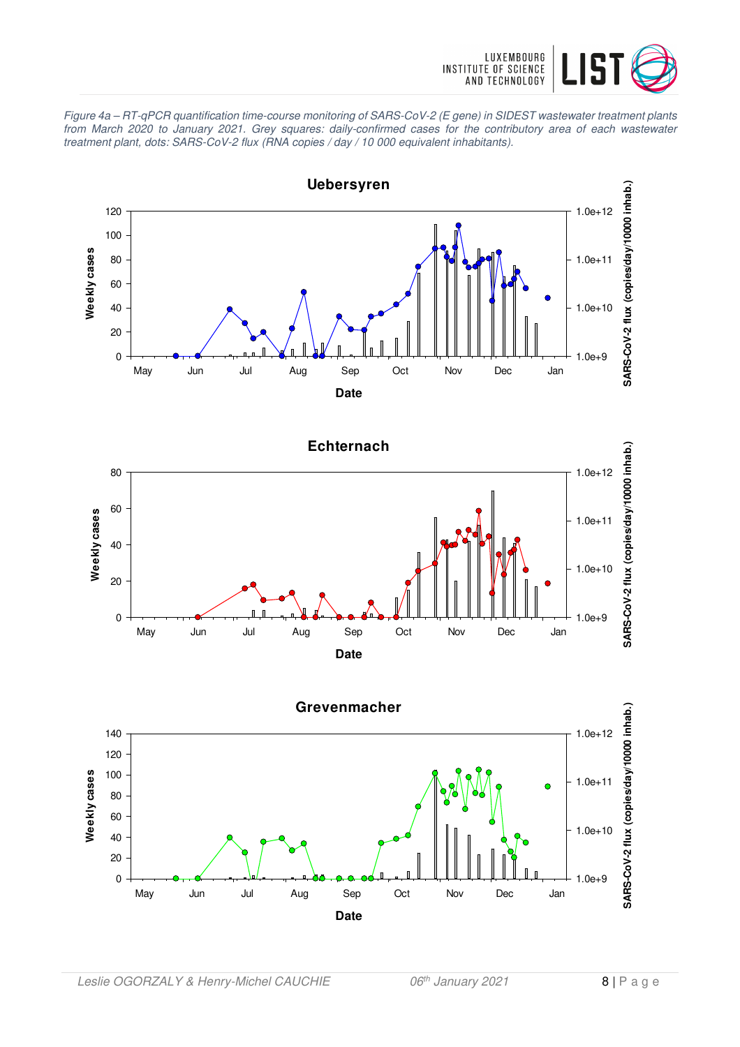*Figure 4a – RT-qPCR quantification time-course monitoring of SARS-CoV-2 (E gene) in SIDEST wastewater treatment plants from March 2020 to January 2021. Grey squares: daily-confirmed cases for the contributory area of each wastewater treatment plant, dots: SARS-CoV-2 flux (RNA copies / day / 10 000 equivalent inhabitants).*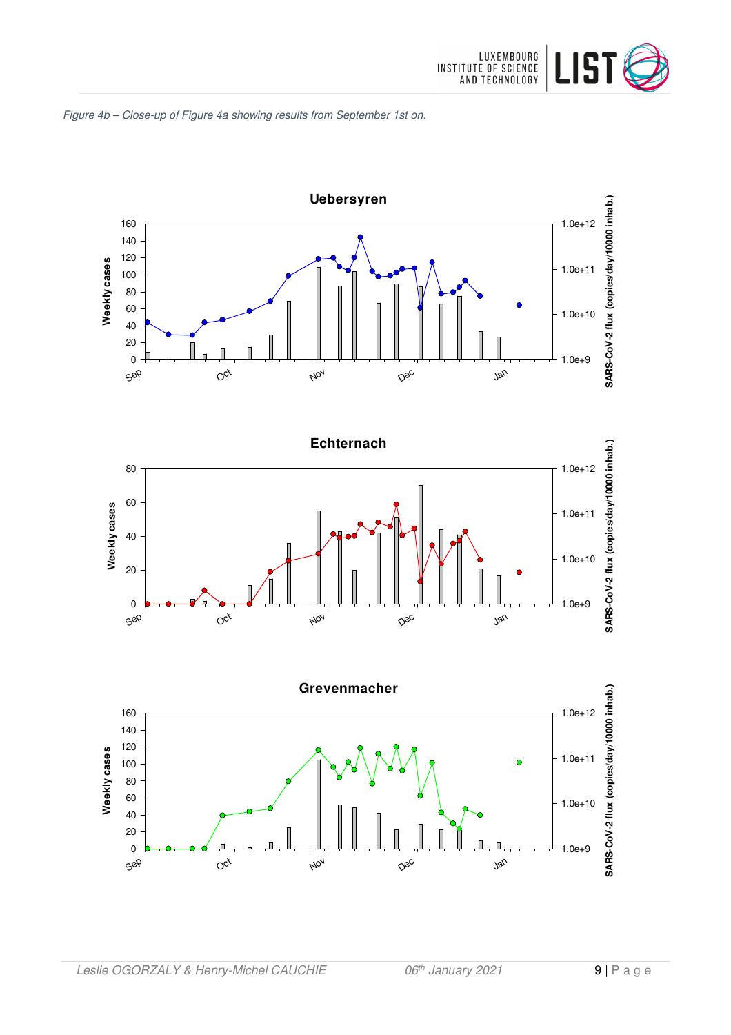*Figure 4b – Close-up of Figure 4a showing results from September 1st on.*

## Uebersyren

Weekly cases

SARS-CoV-2 flux (copies/day/10000 inhab.)

## Echternach

Weekly cases

SARS-CoV-2 flux (copies/day/10000 inhab.)

## Grevenmacher

Weekly cases

SARS-CoV-2 flux (copies/day/10000 inhab.)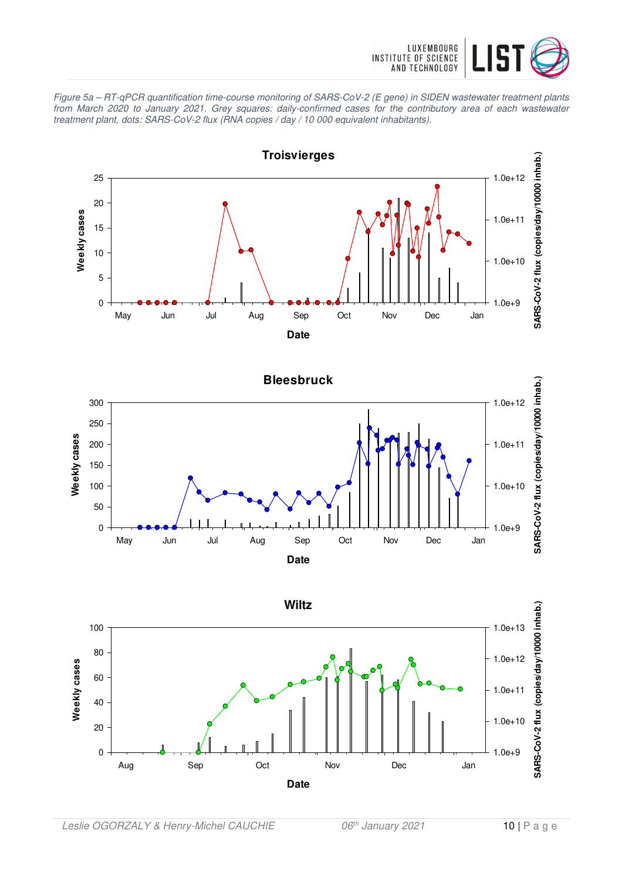*Figure 5a – RT-qPCR quantification time-course monitoring of SARS-CoV-2 (E gene) in SIDEN wastewater treatment plants from March 2020 to January 2021. Grey squares: daily-confirmed cases for the contributory area of each wastewater treatment plant, dots: SARS-CoV-2 flux (RNA copies / day / 10 000 equivalent inhabitants).*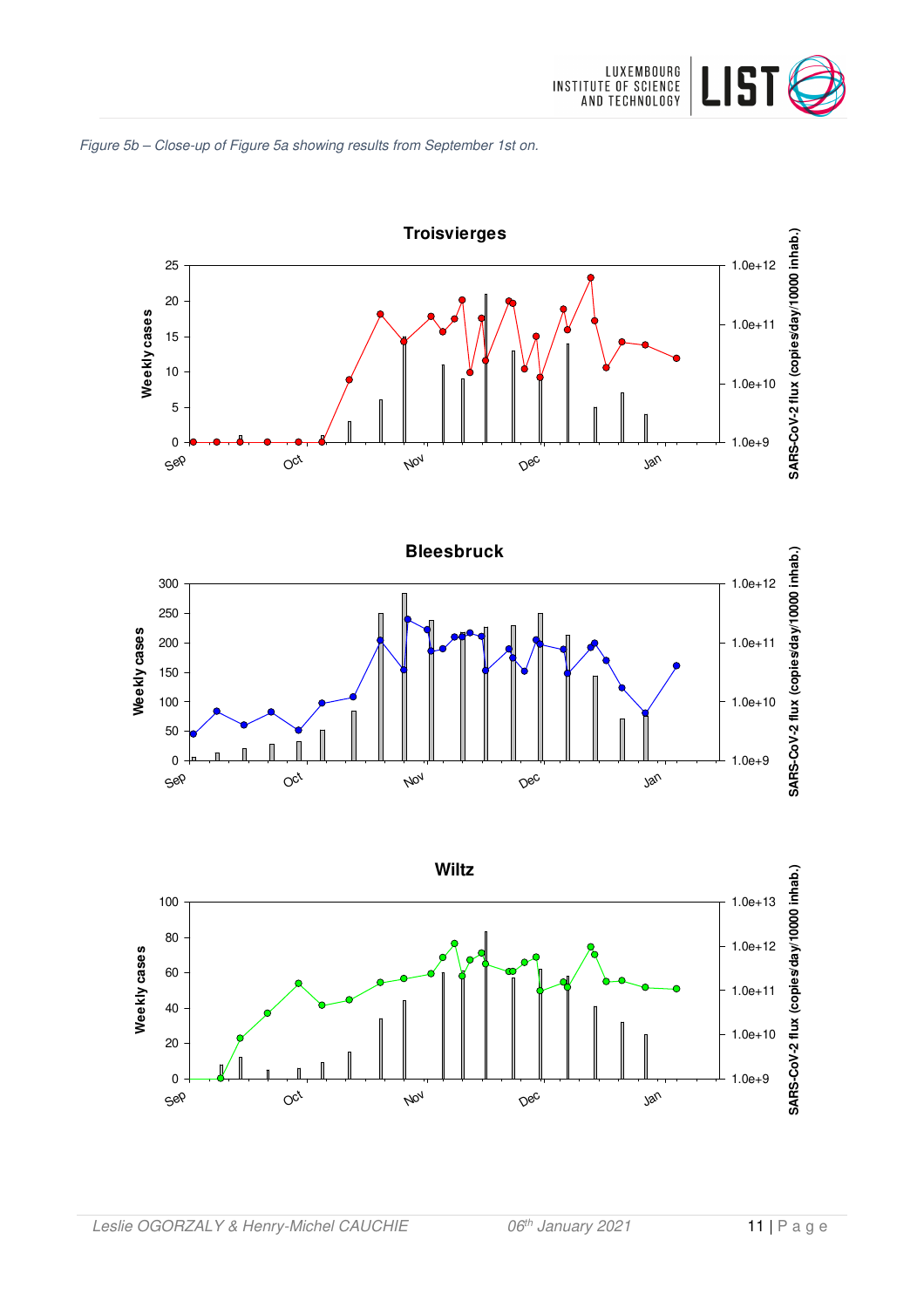*Figure 5b – Close-up of Figure 5a showing results from September 1st on.*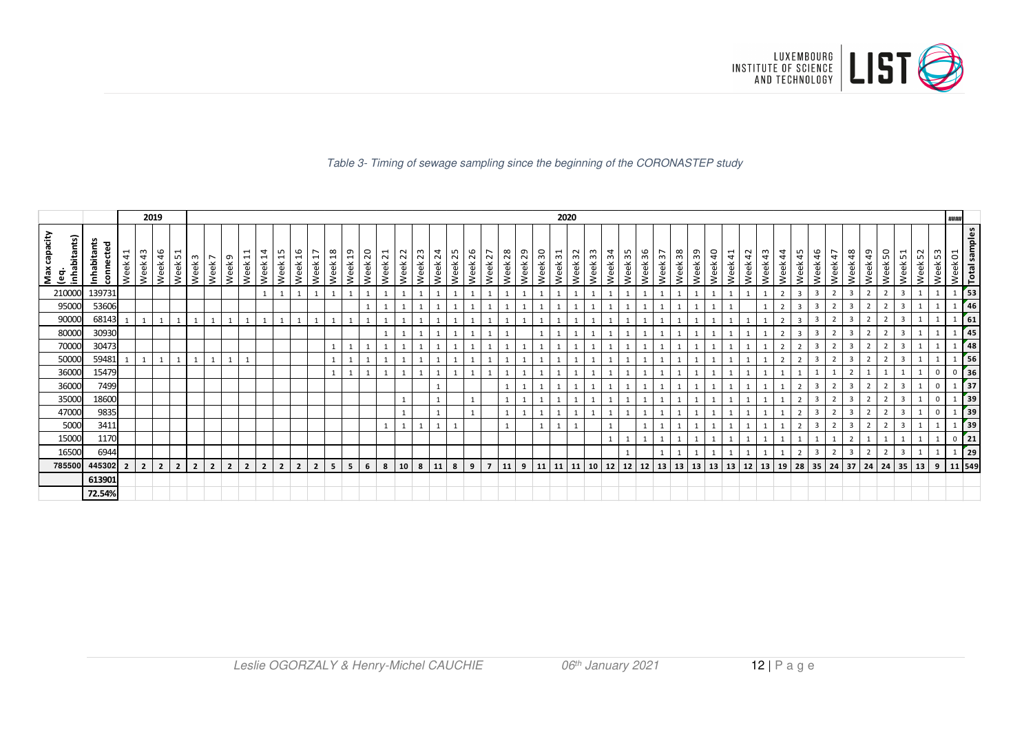*Table 3- Timing of sewage sampling since the beginning of the CORONASTEP study*

| | | 2019 | | | | 2020 | | | | | | | | | | | | | | | | | | | | | | | | | | | | | | | | | | | | | | | | | | | | #### | |
|---|---|---|---|---|---|---|---|---|---|---|---|---|---|---|---|---|---|---|---|---|---|---|---|---|---|---|---|---|---|---|---|---|---|---|---|---|---|---|---|---|---|---|---|---|---|---|---|---|---|---|---|
| Max capacity (eq. inhabitants) | Inhabitants connected | Week 41 | Week 43 | Week 46 | Week 51 | Week 3 | Week 7 | Week 9 | Week 11 | Week 14 | Week 15 | Week 16 | Week 17 | Week 18 | Week 19 | Week 20 | Week 21 | Week 22 | Week 23 | Week 24 | Week 25 | Week 26 | Week 27 | Week 28 | Week 29 | Week 30 | Week 31 | Week 32 | Week 33 | Week 34 | Week 35 | Week 36 | Week 37 | Week 38 | Week 39 | Week 40 | Week 41 | Week 42 | Week 43 | Week 44 | Week 45 | Week 46 | Week 47 | Week 48 | Week 49 | Week 50 | Week 51 | Week 52 | Week 53 | Week 01 | Total samples |
| 210000 | 139731 | | | | | | | | | 1 | 1 | 1 | 1 | 1 | 1 | 1 | 1 | 1 | 1 | 1 | 1 | 1 | 1 | 1 | 1 | 1 | 1 | 1 | 1 | 1 | 1 | 1 | 1 | 1 | 1 | 1 | 1 | 1 | 1 | 2 | 3 | 3 | 2 | 3 | 2 | 2 | 3 | 1 | 1 | 1 | 53 |
| 95000 | 53606 | | | | | | | | | | | | | | | 1 | 1 | 1 | 1 | 1 | 1 | 1 | 1 | 1 | 1 | 1 | 1 | 1 | 1 | 1 | 1 | 1 | 1 | 1 | 1 | 1 | 1 | | 1 | 2 | 3 | 3 | 2 | 3 | 2 | 2 | 3 | 1 | 1 | 1 | 46 |
| 90000 | 68143 | 1 | 1 | 1 | 1 | 1 | 1 | 1 | 1 | 1 | 1 | 1 | 1 | 1 | 1 | 1 | 1 | 1 | 1 | 1 | 1 | 1 | 1 | 1 | 1 | 1 | 1 | 1 | 1 | 1 | 1 | 1 | 1 | 1 | 1 | 1 | 1 | 1 | 1 | 2 | 3 | 3 | 2 | 3 | 2 | 2 | 3 | 1 | 1 | 1 | 61 |
| 80000 | 30930 | | | | | | | | | | | | | | | | 1 | 1 | 1 | 1 | 1 | 1 | 1 | 1 | | 1 | 1 | 1 | 1 | 1 | 1 | 1 | 1 | 1 | 1 | 1 | 1 | 1 | 1 | 2 | 3 | 3 | 2 | 3 | 2 | 2 | 3 | 1 | 1 | 1 | 45 |
| 70000 | 30473 | | | | | | | | | | | | | 1 | 1 | 1 | 1 | 1 | 1 | 1 | 1 | 1 | 1 | 1 | 1 | 1 | 1 | 1 | 1 | 1 | 1 | 1 | 1 | 1 | 1 | 1 | 1 | 1 | 1 | 2 | 2 | 3 | 2 | 3 | 2 | 2 | 3 | 1 | 1 | 1 | 48 |
| 50000 | 59481 | 1 | 1 | 1 | 1 | 1 | 1 | 1 | 1 | | | | | 1 | 1 | 1 | 1 | 1 | 1 | 1 | 1 | 1 | 1 | 1 | 1 | 1 | 1 | 1 | 1 | 1 | 1 | 1 | 1 | 1 | 1 | 1 | 1 | 1 | 1 | 2 | 2 | 3 | 2 | 3 | 2 | 2 | 3 | 1 | 1 | 1 | 56 |
| 36000 | 15479 | | | | | | | | | | | | | 1 | 1 | 1 | 1 | 1 | 1 | 1 | 1 | 1 | 1 | 1 | 1 | 1 | 1 | 1 | 1 | 1 | 1 | 1 | 1 | 1 | 1 | 1 | 1 | 1 | 1 | 1 | 1 | 1 | 1 | 2 | 1 | 1 | 1 | 1 | 0 | 0 | 36 |
| 36000 | 7499 | | | | | | | | | | | | | | | | | | | 1 | | | | 1 | 1 | 1 | 1 | 1 | 1 | 1 | 1 | 1 | 1 | 1 | 1 | 1 | 1 | 1 | 1 | 1 | 2 | 3 | 2 | 3 | 2 | 2 | 3 | 1 | 0 | 1 | 37 |
| 35000 | 18600 | | | | | | | | | | | | | | | | | 1 | | 1 | | 1 | | 1 | 1 | 1 | 1 | 1 | 1 | 1 | 1 | 1 | 1 | 1 | 1 | 1 | 1 | 1 | 1 | 1 | 2 | 3 | 2 | 3 | 2 | 2 | 3 | 1 | 0 | 1 | 39 |
| 47000 | 9835 | | | | | | | | | | | | | | | | | 1 | | 1 | | 1 | | 1 | 1 | 1 | 1 | 1 | 1 | 1 | 1 | 1 | 1 | 1 | 1 | 1 | 1 | 1 | 1 | 1 | 2 | 3 | 2 | 3 | 2 | 2 | 3 | 1 | 0 | 1 | 39 |
| 5000 | 3411 | | | | | | | | | | | | | | | | 1 | 1 | 1 | 1 | 1 | | | 1 | | 1 | 1 | 1 | | 1 | | 1 | 1 | 1 | 1 | 1 | 1 | 1 | 1 | 1 | 2 | 3 | 2 | 3 | 2 | 2 | 3 | 1 | 1 | 1 | 39 |
| 15000 | 1170 | | | | | | | | | | | | | | | | | | | | | | | | | | | | | 1 | 1 | 1 | 1 | 1 | 1 | 1 | 1 | 1 | 1 | 1 | 1 | 1 | 1 | 2 | 1 | 1 | 1 | 1 | 1 | 0 | 21 |
| 16500 | 6944 | | | | | | | | | | | | | | | | | | | | | | | | | | | | | | 1 | | 1 | 1 | 1 | 1 | 1 | 1 | 1 | 1 | 2 | 3 | 2 | 3 | 2 | 2 | 3 | 1 | 1 | 1 | 29 |
| **785500** | **445302** | **2** | **2** | **2** | **2** | **2** | **2** | **2** | **2** | **2** | **2** | **2** | **2** | **5** | **5** | **6** | **8** | **10** | **8** | **11** | **8** | **9** | **7** | **11** | **9** | **11** | **11** | **11** | **10** | **12** | **12** | **12** | **13** | **13** | **13** | **13** | **13** | **12** | **13** | **19** | **28** | **35** | **24** | **37** | **24** | **24** | **35** | **13** | **9** | **11** | **549** |
| | **613901** | | | | | | | | | | | | | | | | | | | | | | | | | | | | | | | | | | | | | | | | | | | | | | | | | | |
| | **72.54%** | | | | | | | | | | | | | | | | | | | | | | | | | | | | | | | | | | | | | | | | | | | | | | | | | | |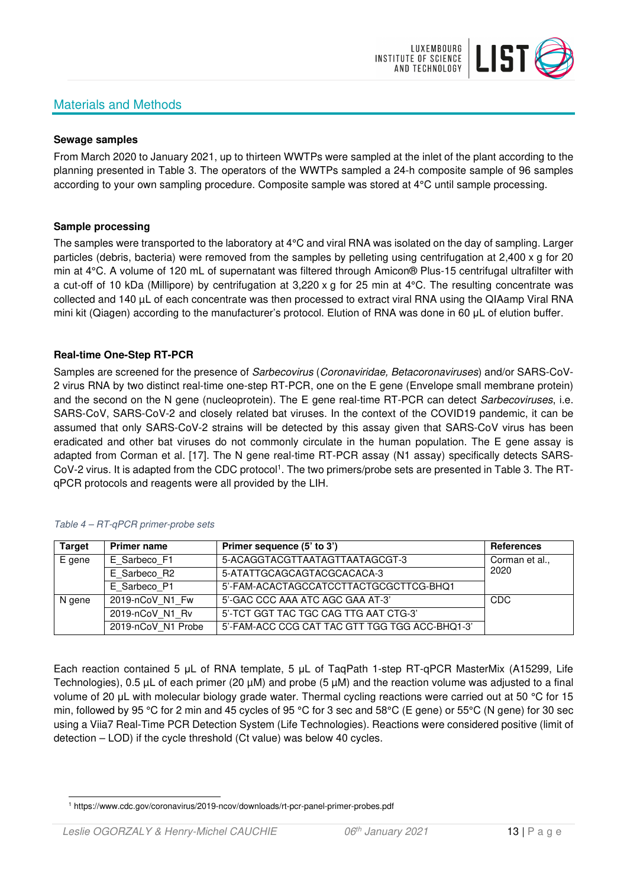## Materials and Methods

**Sewage samples**

From March 2020 to January 2021, up to thirteen WWTPs were sampled at the inlet of the plant according to the planning presented in Table 3. The operators of the WWTPs sampled a 24-h composite sample of 96 samples according to your own sampling procedure. Composite sample was stored at 4°C until sample processing.

**Sample processing**

The samples were transported to the laboratory at 4°C and viral RNA was isolated on the day of sampling. Larger particles (debris, bacteria) were removed from the samples by pelleting using centrifugation at 2,400 x g for 20 min at 4°C. A volume of 120 mL of supernatant was filtered through Amicon® Plus-15 centrifugal ultrafilter with a cut-off of 10 kDa (Millipore) by centrifugation at 3,220 x g for 25 min at 4°C. The resulting concentrate was collected and 140 µL of each concentrate was then processed to extract viral RNA using the QIAamp Viral RNA mini kit (Qiagen) according to the manufacturer's protocol. Elution of RNA was done in 60 µL of elution buffer.

**Real-time One-Step RT-PCR**

Samples are screened for the presence of *Sarbecovirus* (*Coronaviridae, Betacoronaviruses*) and/or SARS-CoV-2 virus RNA by two distinct real-time one-step RT-PCR, one on the E gene (Envelope small membrane protein) and the second on the N gene (nucleoprotein). The E gene real-time RT-PCR can detect *Sarbecoviruses*, i.e. SARS-CoV, SARS-CoV-2 and closely related bat viruses. In the context of the COVID19 pandemic, it can be assumed that only SARS-CoV-2 strains will be detected by this assay given that SARS-CoV virus has been eradicated and other bat viruses do not commonly circulate in the human population. The E gene assay is adapted from Corman et al. [17]. The N gene real-time RT-PCR assay (N1 assay) specifically detects SARS-CoV-2 virus. It is adapted from the CDC protocol[1]. The two primers/probe sets are presented in Table 3. The RT-qPCR protocols and reagents were all provided by the LIH.

*Table 4 – RT-qPCR primer-probe sets*

| Target | Primer name | Primer sequence (5' to 3') | References |
|---|---|---|---|
| E gene | E_Sarbeco_F1 | 5-ACAGGTACGTTAATAGTTAATAGCGT-3 | Corman et al., 2020 |
| | E_Sarbeco_R2 | 5-ATATTGCAGCAGTACGCACACA-3 | |
| | E_Sarbeco_P1 | 5'-FAM-ACACTAGCCATCCTTACTGCGCTTCG-BHQ1 | |
| N gene | 2019-nCoV_N1_Fw | 5'-GAC CCC AAA ATC AGC GAA AT-3' | CDC |
| | 2019-nCoV_N1_Rv | 5'-TCT GGT TAC TGC CAG TTG AAT CTG-3' | |
| | 2019-nCoV_N1 Probe | 5'-FAM-ACC CCG CAT TAC GTT TGG TGG ACC-BHQ1-3' | |

Each reaction contained 5 µL of RNA template, 5 µL of TaqPath 1-step RT-qPCR MasterMix (A15299, Life Technologies), 0.5 µL of each primer (20 µM) and probe (5 µM) and the reaction volume was adjusted to a final volume of 20 µL with molecular biology grade water. Thermal cycling reactions were carried out at 50 °C for 15 min, followed by 95 °C for 2 min and 45 cycles of 95 °C for 3 sec and 58°C (E gene) or 55°C (N gene) for 30 sec using a Viia7 Real-Time PCR Detection System (Life Technologies). Reactions were considered positive (limit of detection – LOD) if the cycle threshold (Ct value) was below 40 cycles.

[1] https://www.cdc.gov/coronavirus/2019-ncov/downloads/rt-pcr-panel-primer-probes.pdf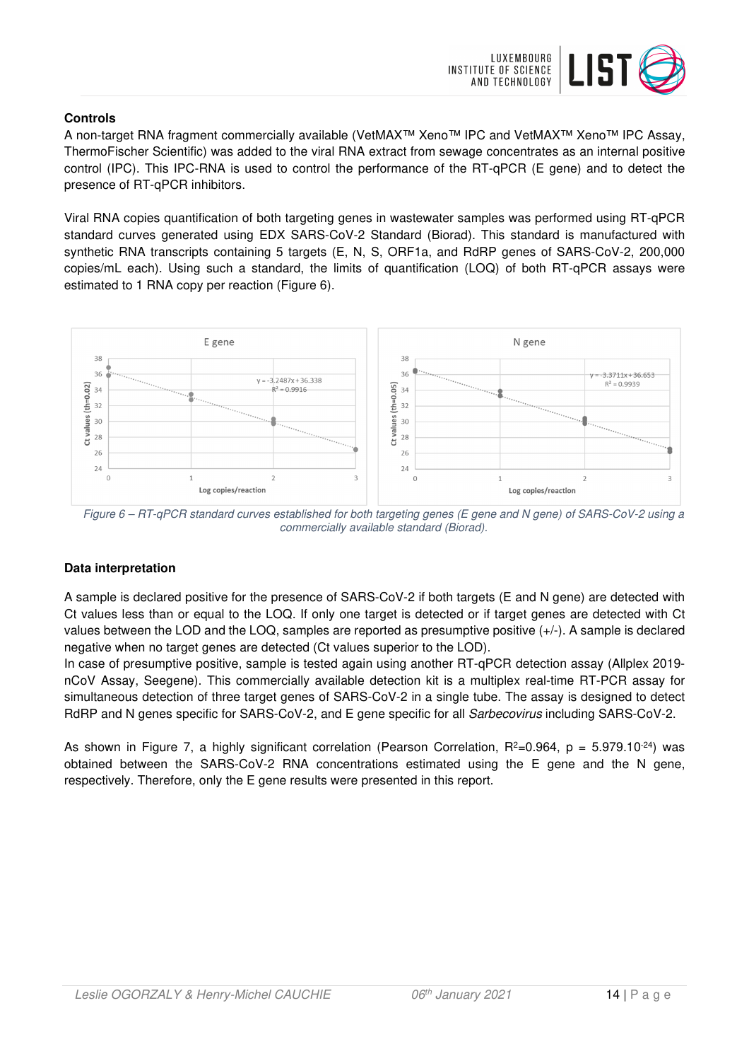**Controls**

A non-target RNA fragment commercially available (VetMAX™ Xeno™ IPC and VetMAX™ Xeno™ IPC Assay, ThermoFischer Scientific) was added to the viral RNA extract from sewage concentrates as an internal positive control (IPC). This IPC-RNA is used to control the performance of the RT-qPCR (E gene) and to detect the presence of RT-qPCR inhibitors.

Viral RNA copies quantification of both targeting genes in wastewater samples was performed using RT-qPCR standard curves generated using EDX SARS-CoV-2 Standard (Biorad). This standard is manufactured with synthetic RNA transcripts containing 5 targets (E, N, S, ORF1a, and RdRP genes of SARS-CoV-2, 200,000 copies/mL each). Using such a standard, the limits of quantification (LOQ) of both RT-qPCR assays were estimated to 1 RNA copy per reaction (Figure 6).

*Figure 6 – RT-qPCR standard curves established for both targeting genes (E gene and N gene) of SARS-CoV-2 using a commercially available standard (Biorad).*

**Data interpretation**

A sample is declared positive for the presence of SARS-CoV-2 if both targets (E and N gene) are detected with Ct values less than or equal to the LOQ. If only one target is detected or if target genes are detected with Ct values between the LOD and the LOQ, samples are reported as presumptive positive (+/-). A sample is declared negative when no target genes are detected (Ct values superior to the LOD).

In case of presumptive positive, sample is tested again using another RT-qPCR detection assay (Allplex 2019-nCoV Assay, Seegene). This commercially available detection kit is a multiplex real-time RT-PCR assay for simultaneous detection of three target genes of SARS-CoV-2 in a single tube. The assay is designed to detect RdRP and N genes specific for SARS-CoV-2, and E gene specific for all *Sarbecovirus* including SARS-CoV-2.

As shown in Figure 7, a highly significant correlation (Pearson Correlation, $R^2$=0.964, $p = 5.979.10^{-24}$) was obtained between the SARS-CoV-2 RNA concentrations estimated using the E gene and the N gene, respectively. Therefore, only the E gene results were presented in this report.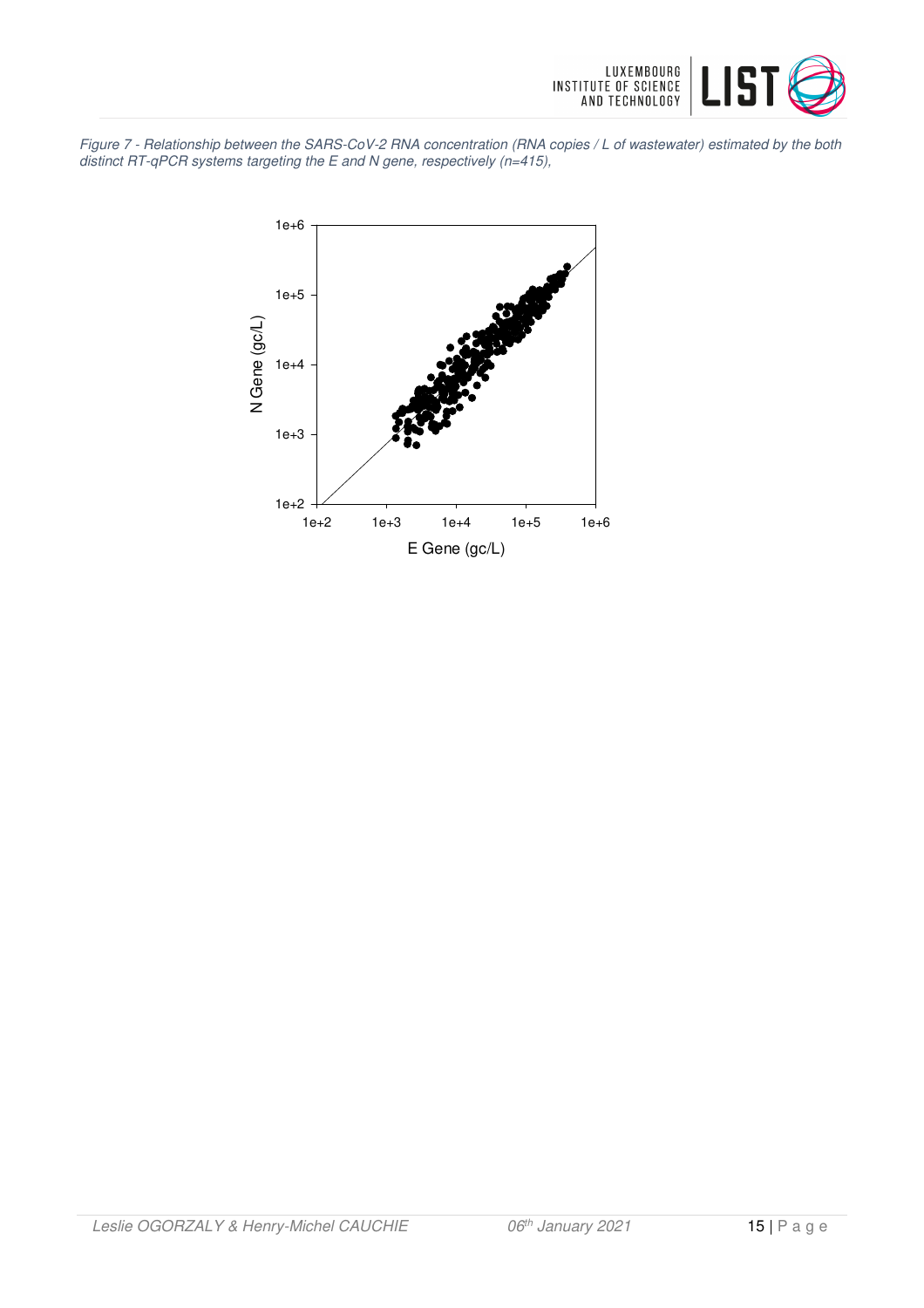*Figure 7 - Relationship between the SARS-CoV-2 RNA concentration (RNA copies / L of wastewater) estimated by the both distinct RT-qPCR systems targeting the E and N gene, respectively (n=415),*

1e+6
1e+5
1e+4
1e+3
1e+2
N Gene (gc/L)
1e+2
1e+3
1e+4
1e+5
1e+6
E Gene (gc/L)